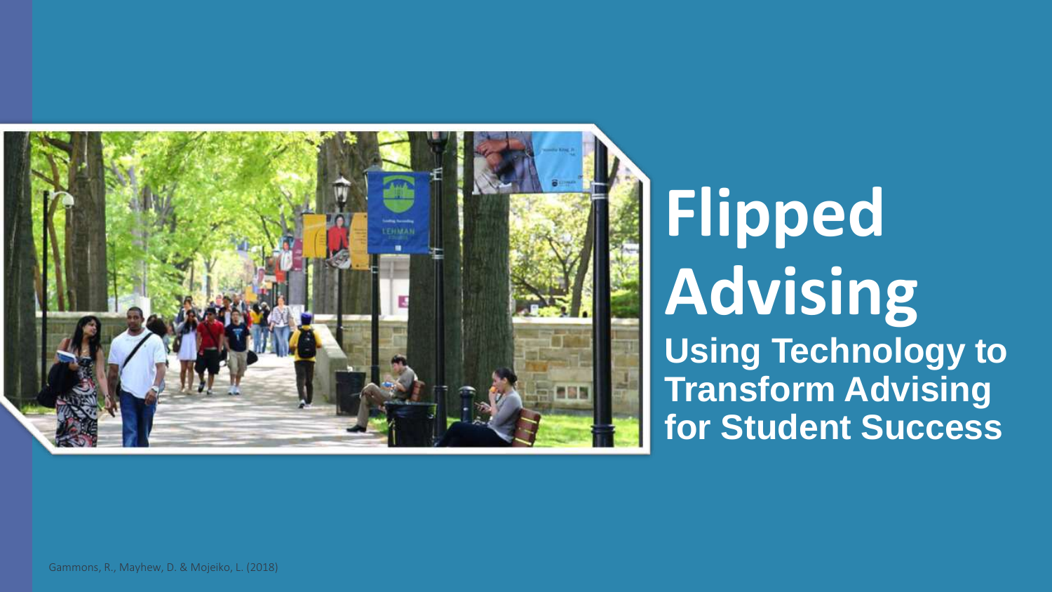# Flipped Advising

## Using Technology to Transform Advising for Student Success

Gammons, R., Mayhew, D. & Mojeiko, L. (2018)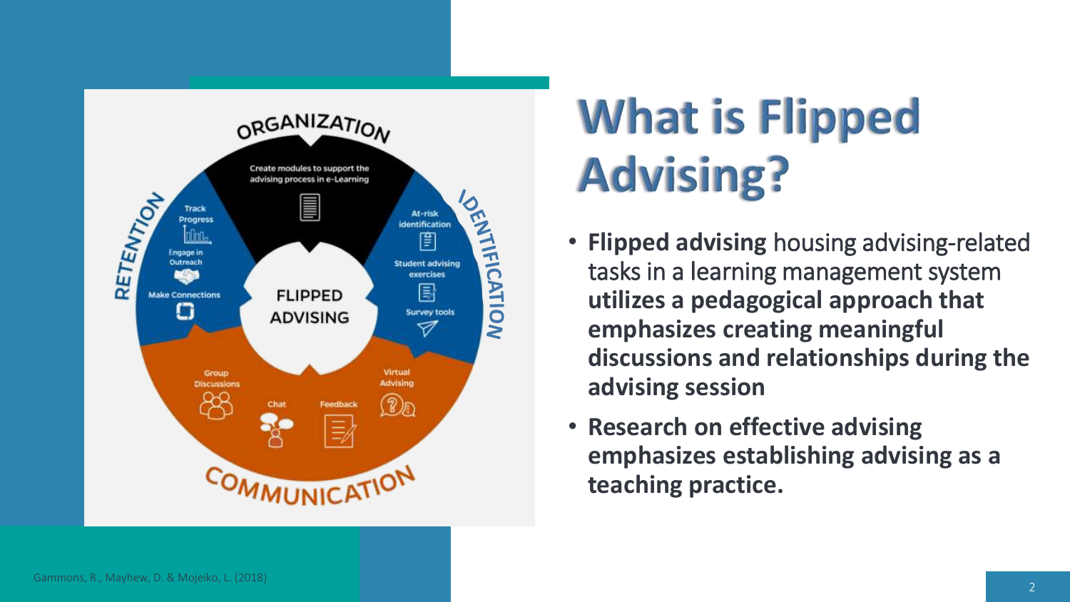# What is Flipped Advising?

- **Flipped advising** housing advising-related tasks in a learning management system **utilizes a pedagogical approach that emphasizes creating meaningful discussions and relationships during the advising session**
- **Research on effective advising emphasizes establishing advising as a teaching practice.**

Gammons, R., Mayhew, D. & Mojeiko, L. (2018)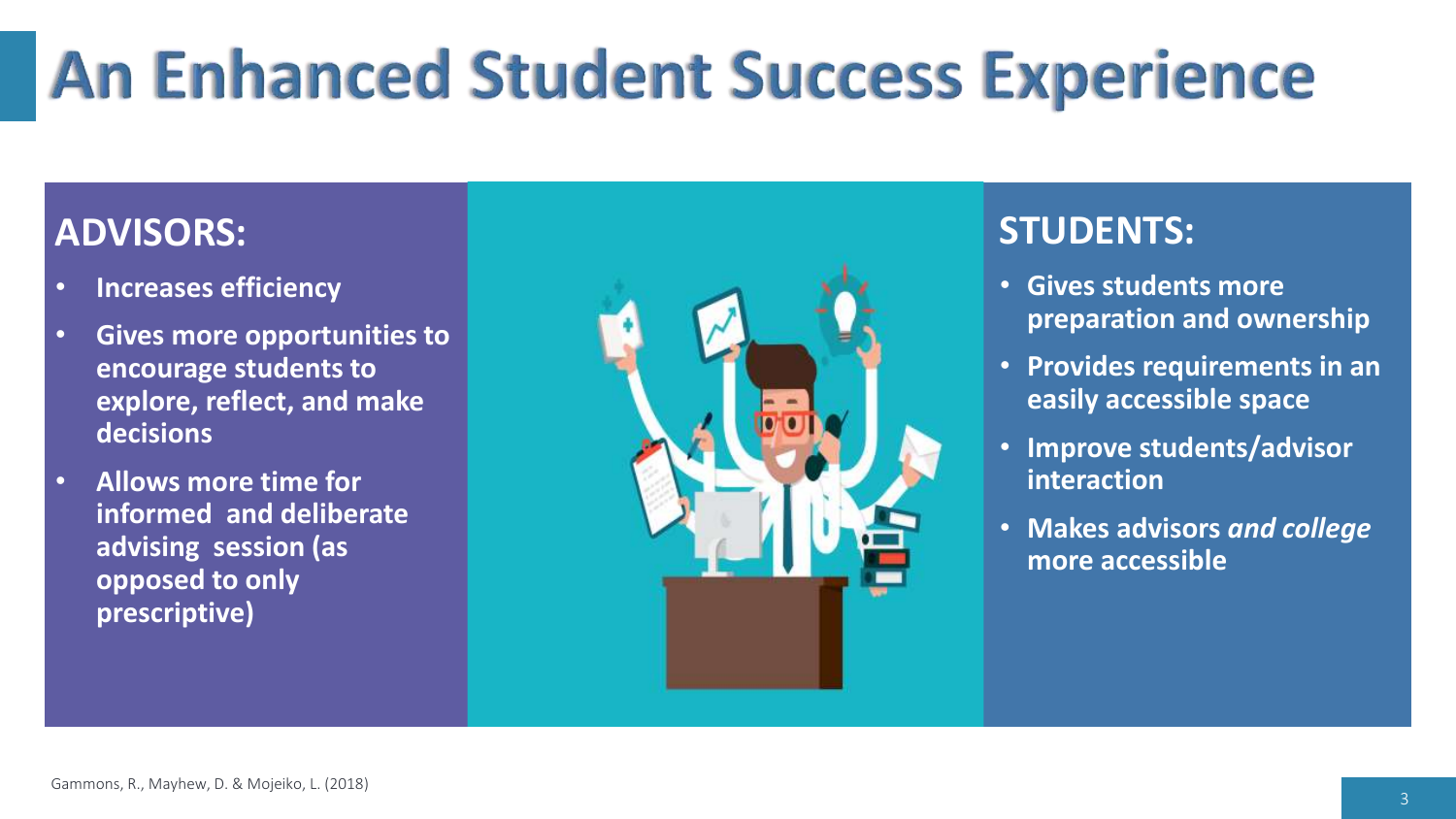# An Enhanced Student Success Experience

## ADVISORS:

- **Increases efficiency**
- **Gives more opportunities to encourage students to explore, reflect, and make decisions**
- **Allows more time for informed and deliberate advising session (as opposed to only prescriptive)**

## STUDENTS:

- **Gives students more preparation and ownership**
- **Provides requirements in an easily accessible space**
- **Improve students/advisor interaction**
- **Makes advisors *and college* more accessible**

Gammons, R., Mayhew, D. & Mojeiko, L. (2018)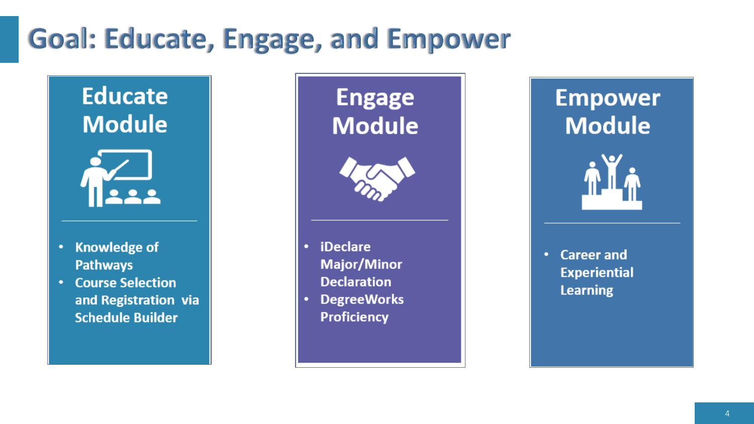# Goal: Educate, Engage, and Empower

## Educate Module

- Knowledge of Pathways
- Course Selection and Registration via Schedule Builder

## Engage Module

- iDeclare Major/Minor Declaration
- DegreeWorks Proficiency

## Empower Module

- Career and Experiential Learning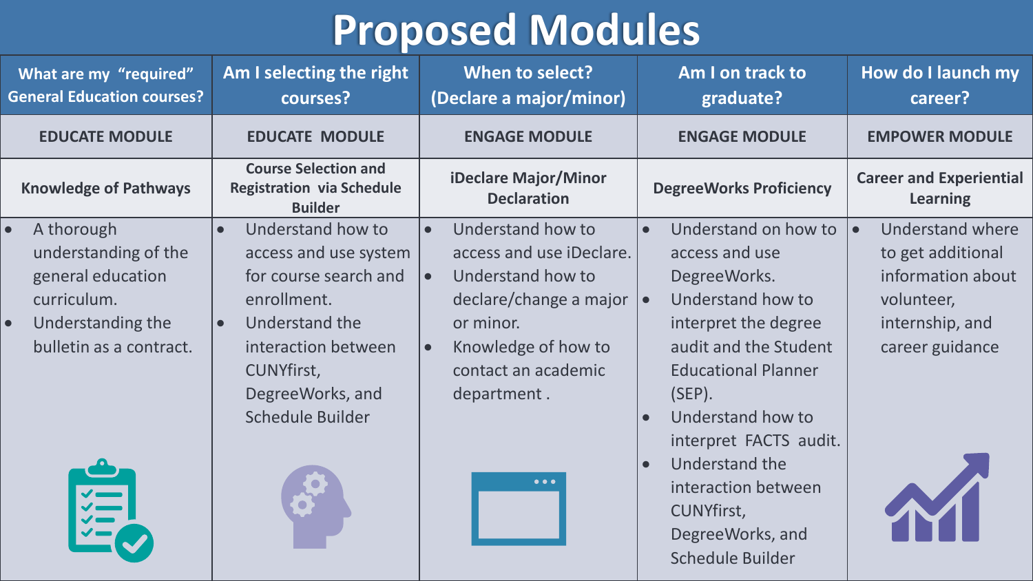# Proposed Modules

| What are my "required" General Education courses? | Am I selecting the right courses? | When to select? (Declare a major/minor) | Am I on track to graduate? | How do I launch my career? |
|---|---|---|---|---|
| **EDUCATE MODULE** | **EDUCATE MODULE** | **ENGAGE MODULE** | **ENGAGE MODULE** | **EMPOWER MODULE** |
| **Knowledge of Pathways** | **Course Selection and Registration via Schedule Builder** | **iDeclare Major/Minor Declaration** | **DegreeWorks Proficiency** | **Career and Experiential Learning** |
| • A thorough understanding of the general education curriculum.<br>• Understanding the bulletin as a contract. | • Understand how to access and use system for course search and enrollment.<br>• Understand the interaction between CUNYfirst, DegreeWorks, and Schedule Builder | • Understand how to access and use iDeclare.<br>• Understand how to declare/change a major or minor.<br>• Knowledge of how to contact an academic department . | • Understand on how to access and use DegreeWorks.<br>• Understand how to interpret the degree audit and the Student Educational Planner (SEP).<br>• Understand how to interpret FACTS audit.<br>• Understand the interaction between CUNYfirst, DegreeWorks, and Schedule Builder | • Understand where to get additional information about volunteer, internship, and career guidance |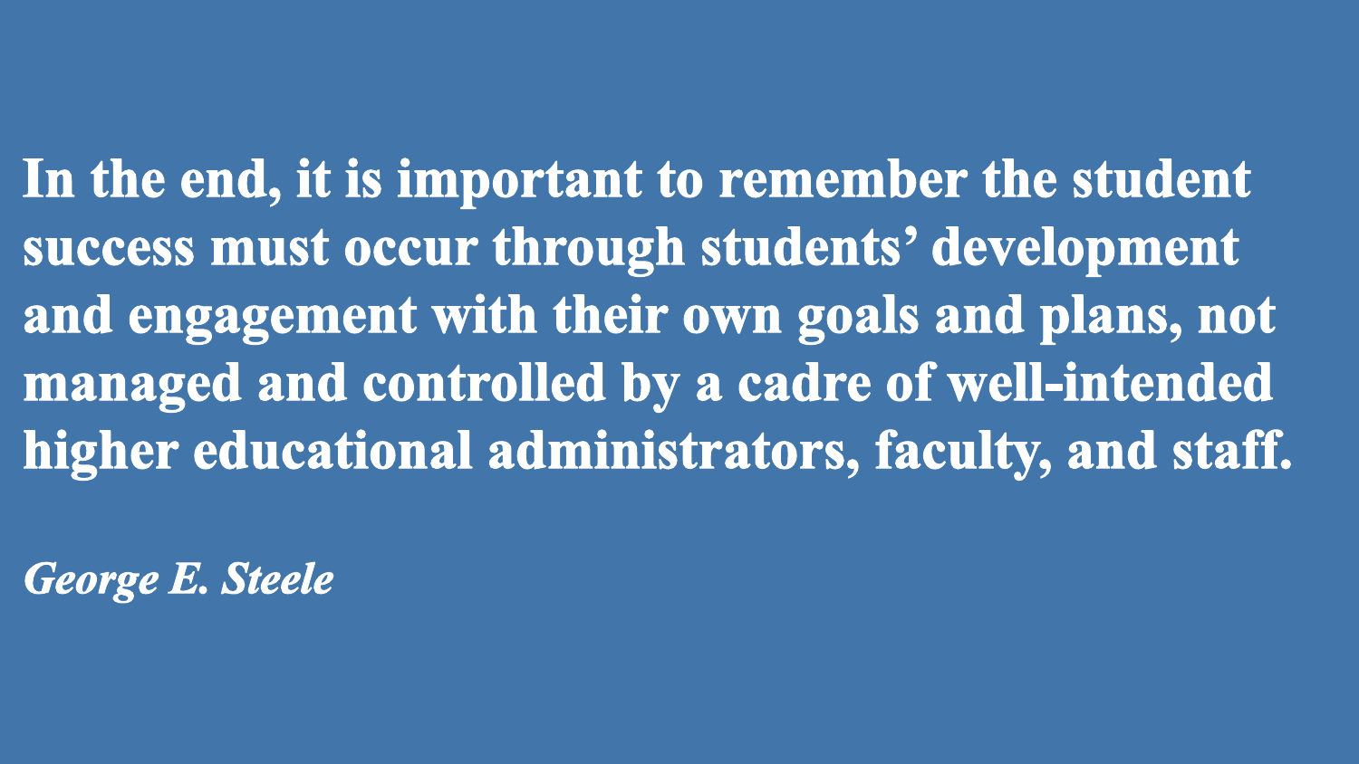**In the end, it is important to remember the student success must occur through students' development and engagement with their own goals and plans, not managed and controlled by a cadre of well-intended higher educational administrators, faculty, and staff.**

***George E. Steele***